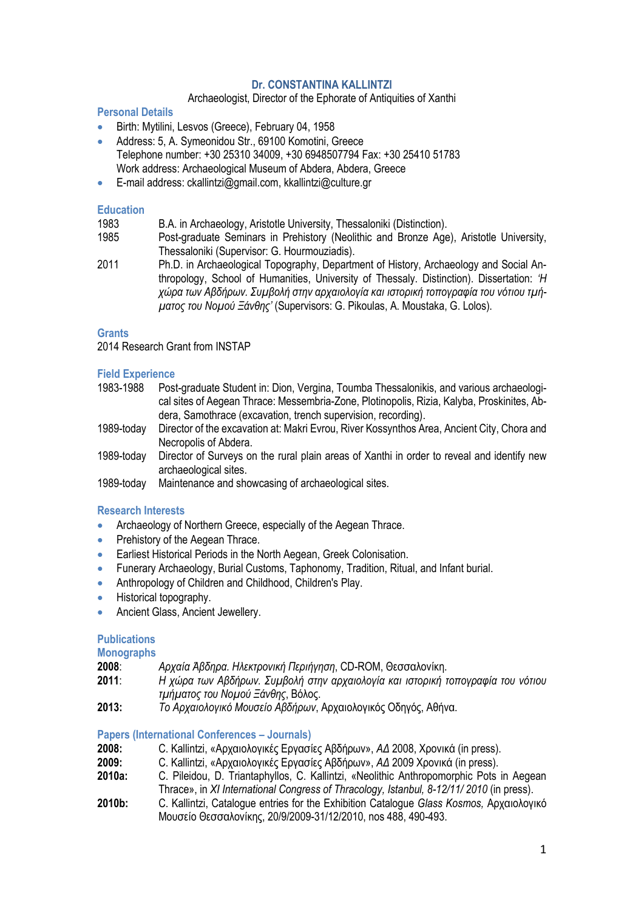# Dr. CONSTANTINA KALLINTZI

Archaeologist, Director of the Ephorate of Antiquities of Xanthi

## Personal Details

- Birth: Mytilini, Lesvos (Greece), February 04, 1958
- Address: 5, A. Symeonidou Str., 69100 Komotini, Greece
  Telephone number: +30 25310 34009, +30 6948507794 Fax: +30 25410 51783
  Work address: Archaeological Museum of Abdera, Abdera, Greece
- E-mail address: ckallintzi@gmail.com, kkallintzi@culture.gr

## Education

1983 B.A. in Archaeology, Aristotle University, Thessaloniki (Distinction).

1985 Post-graduate Seminars in Prehistory (Neolithic and Bronze Age), Aristotle University, Thessaloniki (Supervisor: G. Hourmouziadis).

2011 Ph.D. in Archaeological Topography, Department of History, Archaeology and Social Anthropology, School of Humanities, University of Thessaly. Distinction). Dissertation: *'Η χώρα των Αβδήρων. Συμβολή στην αρχαιολογία και ιστορική τοπογραφία του νότιου τμήματος του Νομού Ξάνθης'* (Supervisors: G. Pikoulas, A. Moustaka, G. Lolos).

## Grants

2014 Research Grant from INSTAP

## Field Experience

1983-1988 Post-graduate Student in: Dion, Vergina, Toumba Thessalonikis, and various archaeological sites of Aegean Thrace: Messembria-Zone, Plotinopolis, Rizia, Kalyba, Proskinites, Abdera, Samothrace (excavation, trench supervision, recording).

1989-today Director of the excavation at: Makri Evrou, River Kossynthos Area, Ancient City, Chora and Necropolis of Abdera.

1989-today Director of Surveys on the rural plain areas of Xanthi in order to reveal and identify new archaeological sites.

1989-today Maintenance and showcasing of archaeological sites.

## Research Interests

- Archaeology of Northern Greece, especially of the Aegean Thrace.
- Prehistory of the Aegean Thrace.
- Earliest Historical Periods in the North Aegean, Greek Colonisation.
- Funerary Archaeology, Burial Customs, Taphonomy, Tradition, Ritual, and Infant burial.
- Anthropology of Children and Childhood, Children's Play.
- Historical topography.
- Ancient Glass, Ancient Jewellery.

## Publications

### Monographs

**2008**: *Αρχαία Άβδηρα. Ηλεκτρονική Περιήγηση*, CD-ROM, Θεσσαλονίκη.

**2011**: *Η χώρα των Αβδήρων. Συμβολή στην αρχαιολογία και ιστορική τοπογραφία του νότιου τμήματος του Νομού Ξάνθης*, Βόλος.

**2013:** *Το Αρχαιολογικό Μουσείο Αβδήρων*, Αρχαιολογικός Οδηγός, Αθήνα.

### Papers (International Conferences – Journals)

**2008:** C. Kallintzi, «Αρχαιολογικές Εργασίες Αβδήρων», *ΑΔ* 2008, Χρονικά (in press).

**2009:** C. Kallintzi, «Αρχαιολογικές Εργασίες Αβδήρων», *ΑΔ* 2009 Χρονικά (in press).

**2010a:** C. Pileidou, D. Triantaphyllos, C. Kallintzi, «Neolithic Anthropomorphic Pots in Aegean Thrace», in *XI International Congress of Thracology, Istanbul, 8-12/11/ 2010* (in press).

**2010b:** C. Kallintzi, Catalogue entries for the Exhibition Catalogue *Glass Kosmos,* Αρχαιολογικό Μουσείο Θεσσαλονίκης, 20/9/2009-31/12/2010, nos 488, 490-493.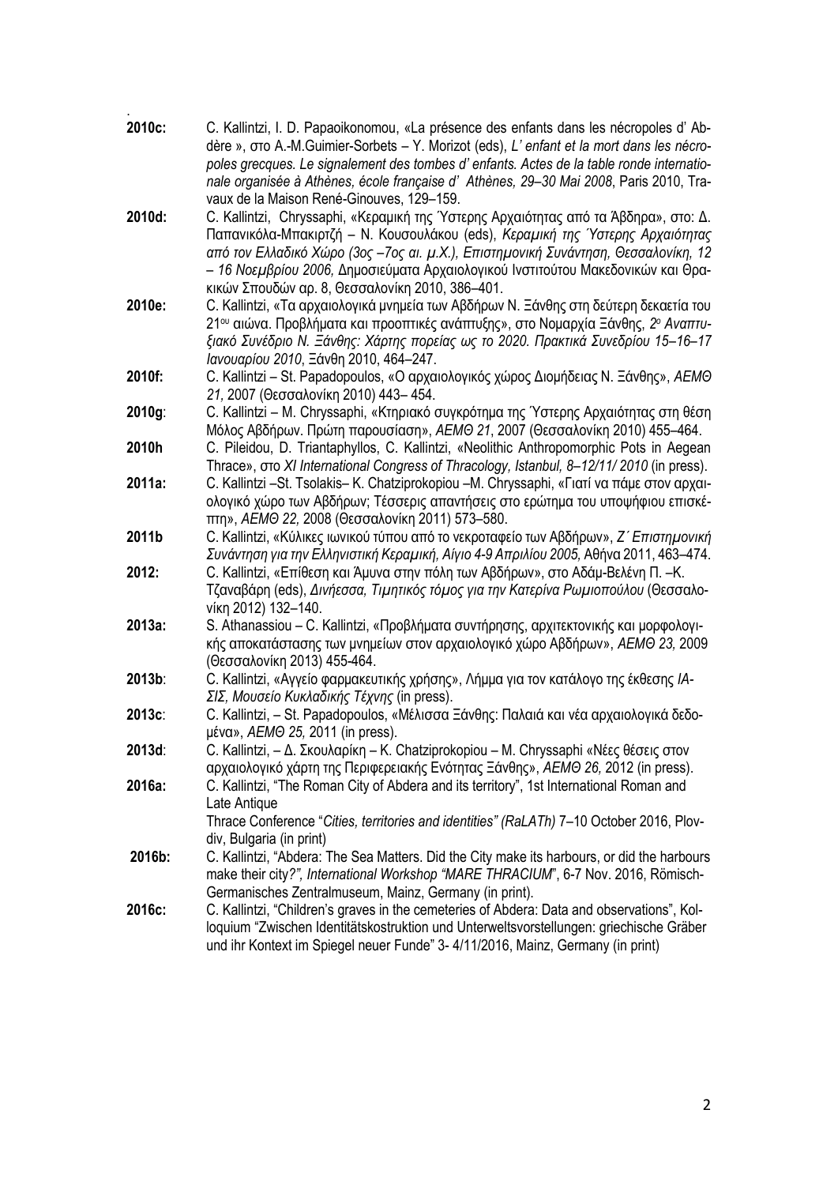.

**2010c:** C. Kallintzi, I. D. Papaoikonomou, «La présence des enfants dans les nécropoles d' Abdère », στο A.-M.Guimier-Sorbets – Y. Morizot (eds), *L' enfant et la mort dans les nécropoles grecques. Le signalement des tombes d' enfants. Actes de la table ronde internationale organisée à Athènes, école française d' Athènes, 29–30 Mai 2008*, Paris 2010, Travaux de la Maison René-Ginouves, 129–159.

**2010d:** C. Kallintzi, Chryssaphi, «Κεραμική της Ύστερης Αρχαιότητας από τα Άβδηρα», στο: Δ. Παπανικόλα-Μπακιρτζή – Ν. Κουσουλάκου (eds), *Κεραμική της Ύστερης Αρχαιότητας από τον Ελλαδικό Χώρο (3ος –7ος αι. μ.Χ.), Επιστημονική Συνάντηση, Θεσσαλονίκη, 12 – 16 Νοεμβρίου 2006,* Δημοσιεύματα Αρχαιολογικού Ινστιτούτου Μακεδονικών και Θρακικών Σπουδών αρ. 8, Θεσσαλονίκη 2010, 386–401.

**2010e:** C. Kallintzi, «Τα αρχαιολογικά μνημεία των Αβδήρων Ν. Ξάνθης στη δεύτερη δεκαετία του 21ου αιώνα. Προβλήματα και προοπτικές ανάπτυξης», στο Νομαρχία Ξάνθης, *2ο Αναπτυξιακό Συνέδριο Ν. Ξάνθης: Χάρτης πορείας ως το 2020. Πρακτικά Συνεδρίου 15–16–17 Ιανουαρίου 2010*, Ξάνθη 2010, 464–247.

**2010f:** C. Kallintzi – St. Papadopoulos, «Ο αρχαιολογικός χώρος Διομήδειας Ν. Ξάνθης», *ΑΕΜΘ 21,* 2007 (Θεσσαλονίκη 2010) 443– 454.

**2010g**: C. Kallintzi – M. Chryssaphi, «Κτηριακό συγκρότημα της Ύστερης Αρχαιότητας στη θέση Μόλος Αβδήρων. Πρώτη παρουσίαση», *ΑΕΜΘ 21*, 2007 (Θεσσαλονίκη 2010) 455–464.

**2010h** C. Pileidou, D. Triantaphyllos, C. Kallintzi, «Neolithic Anthropomorphic Pots in Aegean Thrace», στο *XI International Congress of Thracology, Istanbul, 8–12/11/ 2010* (in press).

**2011a:** C. Kallintzi –St. Tsolakis– K. Chatziprokopiou –M. Chryssaphi, «Γιατί να πάμε στον αρχαιολογικό χώρο των Αβδήρων; Τέσσερις απαντήσεις στο ερώτημα του υποψήφιου επισκέπτη», *ΑΕΜΘ 22,* 2008 (Θεσσαλονίκη 2011) 573–580.

**2011b** C. Kallintzi, «Κύλικες ιωνικού τύπου από το νεκροταφείο των Αβδήρων», *Ζ΄ Επιστημονική Συνάντηση για την Ελληνιστική Κεραμική, Αίγιο 4-9 Απριλίου 2005,* Αθήνα 2011, 463–474.

**2012:** C. Kallintzi, «Επίθεση και Άμυνα στην πόλη των Αβδήρων», στο Αδάμ-Βελένη Π. –Κ. Τζαναβάρη (eds), *Δινήεσσα, Τιμητικός τόμος για την Κατερίνα Ρωμιοπούλου* (Θεσσαλονίκη 2012) 132–140.

**2013a:** S. Athanassiou – C. Kallintzi, «Προβλήματα συντήρησης, αρχιτεκτονικής και μορφολογικής αποκατάστασης των μνημείων στον αρχαιολογικό χώρο Αβδήρων», *ΑΕΜΘ 23,* 2009 (Θεσσαλονίκη 2013) 455-464.

**2013b**: C. Kallintzi, «Αγγείο φαρμακευτικής χρήσης», Λήμμα για τον κατάλογο της έκθεσης *ΙΑ-ΣΙΣ, Μουσείο Κυκλαδικής Τέχνης* (in press).

**2013c**: C. Kallintzi, – St. Papadopoulos, «Μέλισσα Ξάνθης: Παλαιά και νέα αρχαιολογικά δεδομένα», *ΑΕΜΘ 25,* 2011 (in press).

**2013d**: C. Kallintzi, – Δ. Σκουλαρίκη – K. Chatziprokopiou – M. Chryssaphi «Νέες θέσεις στον αρχαιολογικό χάρτη της Περιφερειακής Ενότητας Ξάνθης», *ΑΕΜΘ 26,* 2012 (in press).

**2016a:** C. Kallintzi, "The Roman City of Abdera and its territory", 1st International Roman and Late Antique Thrace Conference "*Cities, territories and identities" (RaLATh)* 7–10 October 2016, Plovdiv, Bulgaria (in print)

**2016b:** C. Kallintzi, "Abdera: The Sea Matters. Did the City make its harbours, or did the harbours make their city*?", International Workshop "MARE THRACIUM*", 6-7 Nov. 2016, Römisch-Germanisches Zentralmuseum, Mainz, Germany (in print).

**2016c:** C. Kallintzi, "Children's graves in the cemeteries of Abdera: Data and observations", Kolloquium "Zwischen Identitätskostruktion und Unterweltsvorstellungen: griechische Gräber und ihr Kontext im Spiegel neuer Funde" 3- 4/11/2016, Mainz, Germany (in print)